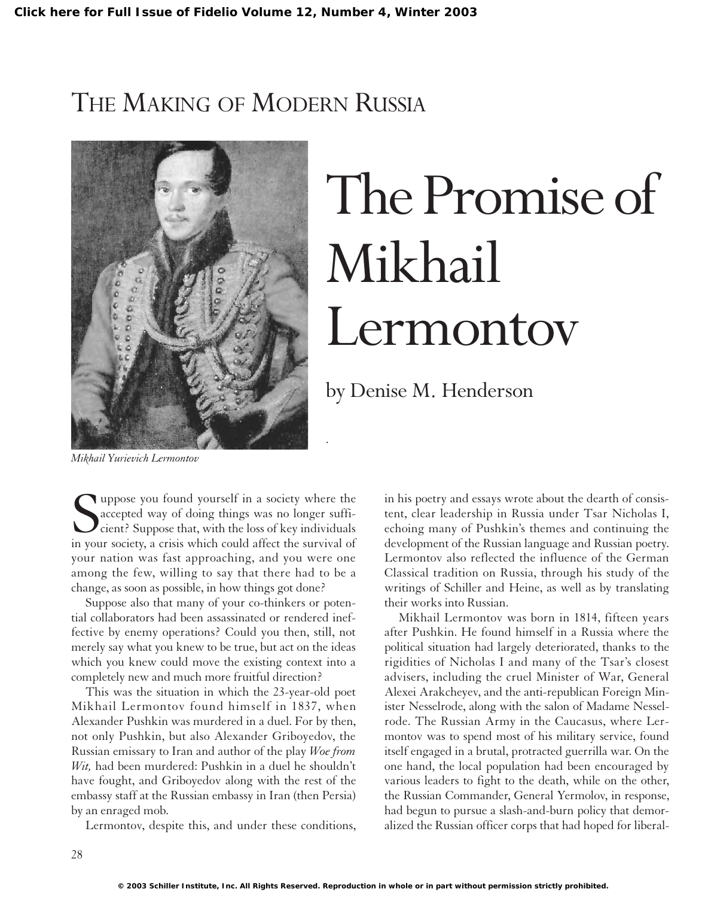Click here for Full Issue of Fidelio Volume 12, Number 4, Winter 2003

THE MAKING OF MODERN RUSSIA

# The Promise of Mikhail Lermontov

by Denise M. Henderson

*Mikhail Yurievich Lermontov*

Suppose you found yourself in a society where the accepted way of doing things was no longer sufficient? Suppose that, with the loss of key individuals in your society, a crisis which could affect the survival of your nation was fast approaching, and you were one among the few, willing to say that there had to be a change, as soon as possible, in how things got done?

Suppose also that many of your co-thinkers or potential collaborators had been assassinated or rendered ineffective by enemy operations? Could you then, still, not merely say what you knew to be true, but act on the ideas which you knew could move the existing context into a completely new and much more fruitful direction?

This was the situation in which the 23-year-old poet Mikhail Lermontov found himself in 1837, when Alexander Pushkin was murdered in a duel. For by then, not only Pushkin, but also Alexander Griboyedov, the Russian emissary to Iran and author of the play *Woe from Wit,* had been murdered: Pushkin in a duel he shouldn't have fought, and Griboyedov along with the rest of the embassy staff at the Russian embassy in Iran (then Persia) by an enraged mob.

Lermontov, despite this, and under these conditions, in his poetry and essays wrote about the dearth of consistent, clear leadership in Russia under Tsar Nicholas I, echoing many of Pushkin's themes and continuing the development of the Russian language and Russian poetry. Lermontov also reflected the influence of the German Classical tradition on Russia, through his study of the writings of Schiller and Heine, as well as by translating their works into Russian.

Mikhail Lermontov was born in 1814, fifteen years after Pushkin. He found himself in a Russia where the political situation had largely deteriorated, thanks to the rigidities of Nicholas I and many of the Tsar's closest advisers, including the cruel Minister of War, General Alexei Arakcheyev, and the anti-republican Foreign Minister Nesselrode, along with the salon of Madame Nesselrode. The Russian Army in the Caucasus, where Lermontov was to spend most of his military service, found itself engaged in a brutal, protracted guerrilla war. On the one hand, the local population had been encouraged by various leaders to fight to the death, while on the other, the Russian Commander, General Yermolov, in response, had begun to pursue a slash-and-burn policy that demoralized the Russian officer corps that had hoped for liberal-

© 2003 Schiller Institute, Inc. All Rights Reserved. Reproduction in whole or in part without permission strictly prohibited.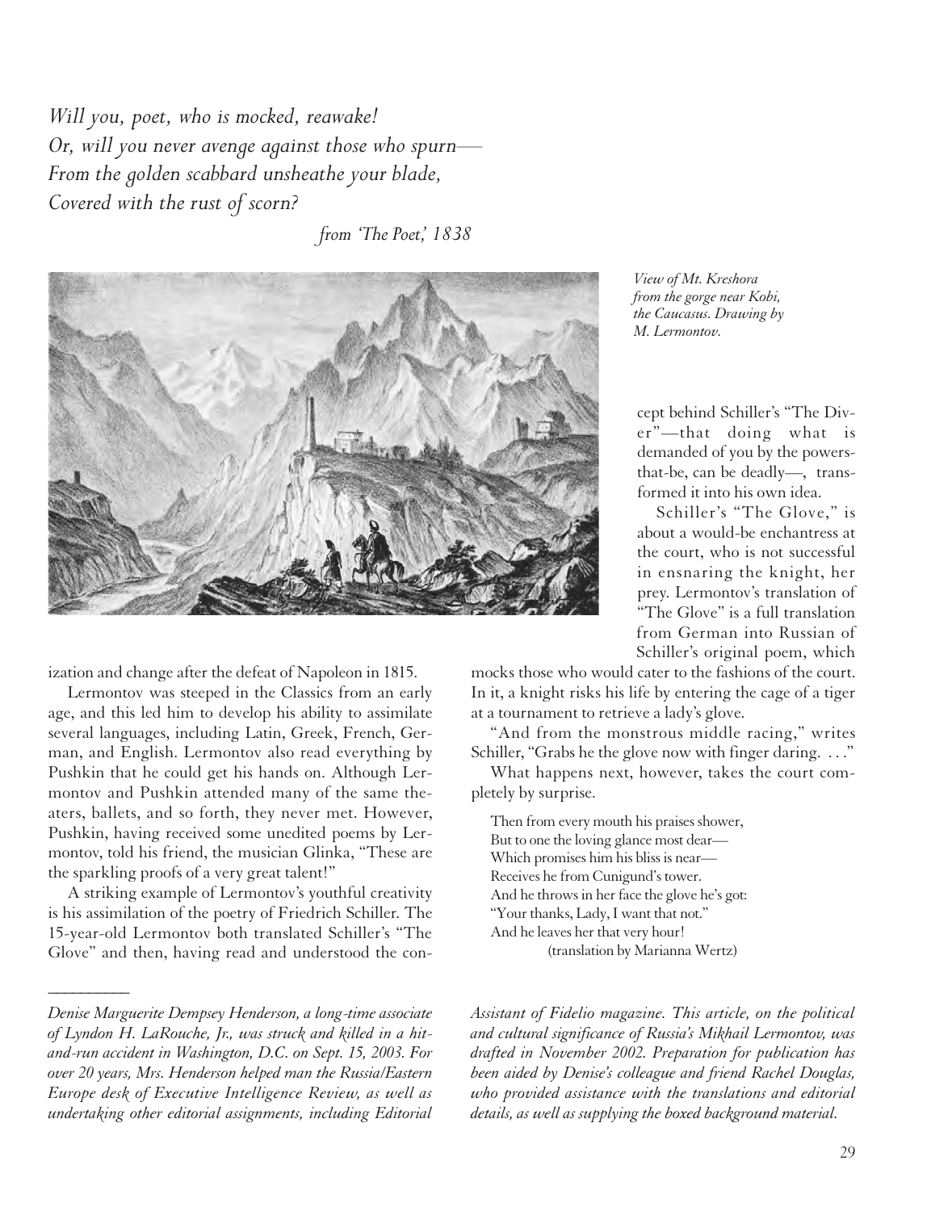*Will you, poet, who is mocked, reawake!*
*Or, will you never avenge against those who spurn—*
*From the golden scabbard unsheathe your blade,*
*Covered with the rust of scorn?*

*from 'The Poet,' 1838*

*View of Mt. Kreshora from the gorge near Kobi, the Caucasus. Drawing by M. Lermontov.*

ization and change after the defeat of Napoleon in 1815.

Lermontov was steeped in the Classics from an early age, and this led him to develop his ability to assimilate several languages, including Latin, Greek, French, German, and English. Lermontov also read everything by Pushkin that he could get his hands on. Although Lermontov and Pushkin attended many of the same theaters, ballets, and so forth, they never met. However, Pushkin, having received some unedited poems by Lermontov, told his friend, the musician Glinka, "These are the sparkling proofs of a very great talent!"

A striking example of Lermontov's youthful creativity is his assimilation of the poetry of Friedrich Schiller. The 15-year-old Lermontov both translated Schiller's "The Glove" and then, having read and understood the concept behind Schiller's "The Diver"—that doing what is demanded of you by the powers-that-be, can be deadly—, transformed it into his own idea.

Schiller's "The Glove," is about a would-be enchantress at the court, who is not successful in ensnaring the knight, her prey. Lermontov's translation of "The Glove" is a full translation from German into Russian of Schiller's original poem, which mocks those who would cater to the fashions of the court. In it, a knight risks his life by entering the cage of a tiger at a tournament to retrieve a lady's glove.

"And from the monstrous middle racing," writes Schiller, "Grabs he the glove now with finger daring. . . ."

What happens next, however, takes the court completely by surprise.

> Then from every mouth his praises shower,
> But to one the loving glance most dear—
> Which promises him his bliss is near—
> Receives he from Cunigund's tower.
> And he throws in her face the glove he's got:
> "Your thanks, Lady, I want that not."
> And he leaves her that very hour!
>
> (translation by Marianna Wertz)

---

*Denise Marguerite Dempsey Henderson, a long-time associate of Lyndon H. LaRouche, Jr., was struck and killed in a hit-and-run accident in Washington, D.C. on Sept. 15, 2003. For over 20 years, Mrs. Henderson helped man the Russia/Eastern Europe desk of Executive Intelligence Review, as well as undertaking other editorial assignments, including Editorial Assistant of Fidelio magazine. This article, on the political and cultural significance of Russia's Mikhail Lermontov, was drafted in November 2002. Preparation for publication has been aided by Denise's colleague and friend Rachel Douglas, who provided assistance with the translations and editorial details, as well as supplying the boxed background material.*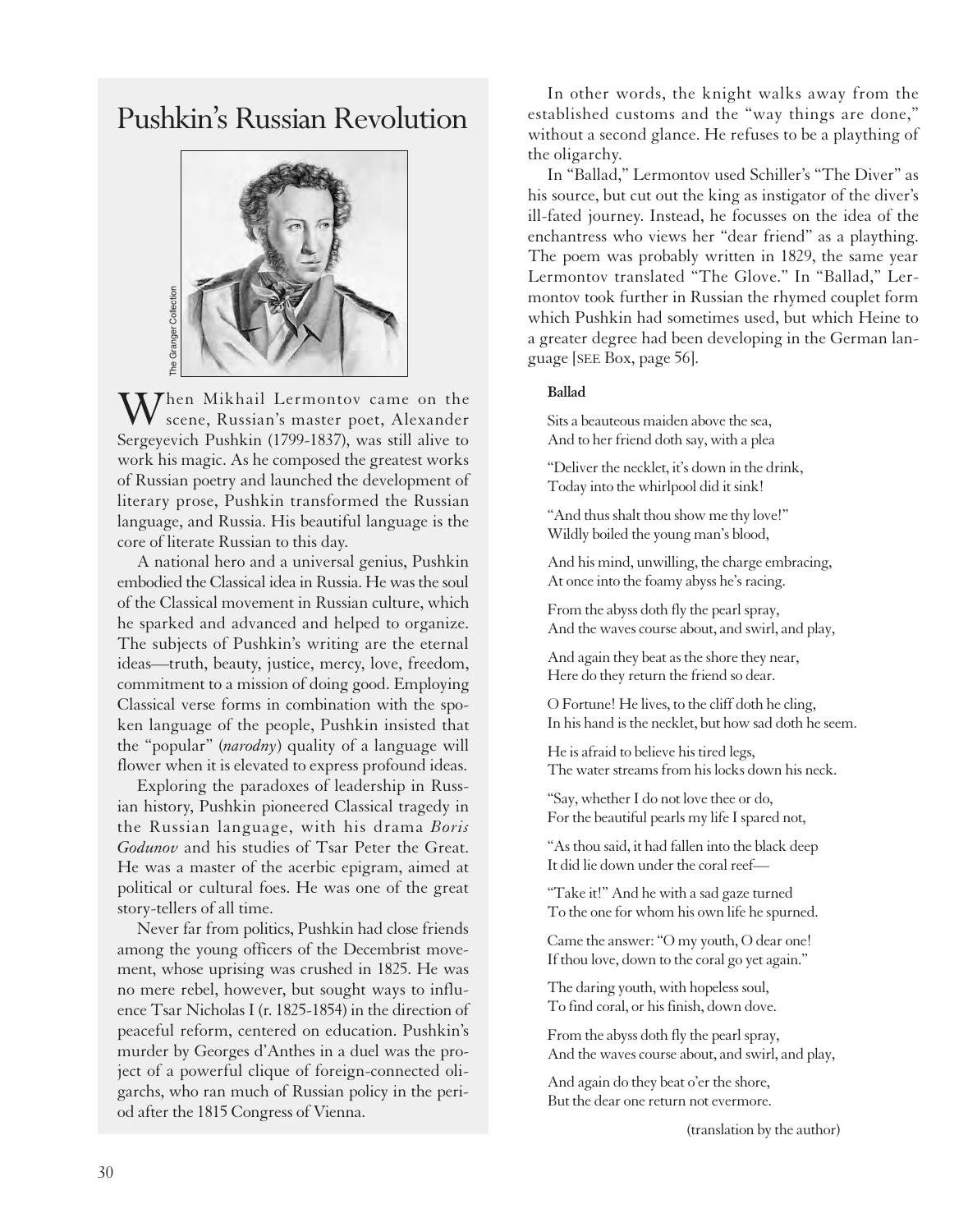## Pushkin's Russian Revolution

When Mikhail Lermontov came on the scene, Russian's master poet, Alexander Sergeyevich Pushkin (1799-1837), was still alive to work his magic. As he composed the greatest works of Russian poetry and launched the development of literary prose, Pushkin transformed the Russian language, and Russia. His beautiful language is the core of literate Russian to this day.

A national hero and a universal genius, Pushkin embodied the Classical idea in Russia. He was the soul of the Classical movement in Russian culture, which he sparked and advanced and helped to organize. The subjects of Pushkin's writing are the eternal ideas—truth, beauty, justice, mercy, love, freedom, commitment to a mission of doing good. Employing Classical verse forms in combination with the spoken language of the people, Pushkin insisted that the "popular" (*narodny*) quality of a language will flower when it is elevated to express profound ideas.

Exploring the paradoxes of leadership in Russian history, Pushkin pioneered Classical tragedy in the Russian language, with his drama *Boris Godunov* and his studies of Tsar Peter the Great. He was a master of the acerbic epigram, aimed at political or cultural foes. He was one of the great story-tellers of all time.

Never far from politics, Pushkin had close friends among the young officers of the Decembrist movement, whose uprising was crushed in 1825. He was no mere rebel, however, but sought ways to influence Tsar Nicholas I (r. 1825-1854) in the direction of peaceful reform, centered on education. Pushkin's murder by Georges d'Anthes in a duel was the project of a powerful clique of foreign-connected oligarchs, who ran much of Russian policy in the period after the 1815 Congress of Vienna.

In other words, the knight walks away from the established customs and the "way things are done," without a second glance. He refuses to be a plaything of the oligarchy.

In "Ballad," Lermontov used Schiller's "The Diver" as his source, but cut out the king as instigator of the diver's ill-fated journey. Instead, he focusses on the idea of the enchantress who views her "dear friend" as a plaything. The poem was probably written in 1829, the same year Lermontov translated "The Glove." In "Ballad," Lermontov took further in Russian the rhymed couplet form which Pushkin had sometimes used, but which Heine to a greater degree had been developing in the German language [SEE Box, page 56].

**Ballad**

Sits a beauteous maiden above the sea,
And to her friend doth say, with a plea

"Deliver the necklet, it's down in the drink,
Today into the whirlpool did it sink!

"And thus shalt thou show me thy love!"
Wildly boiled the young man's blood,

And his mind, unwilling, the charge embracing,
At once into the foamy abyss he's racing.

From the abyss doth fly the pearl spray,
And the waves course about, and swirl, and play,

And again they beat as the shore they near,
Here do they return the friend so dear.

O Fortune! He lives, to the cliff doth he cling,
In his hand is the necklet, but how sad doth he seem.

He is afraid to believe his tired legs,
The water streams from his locks down his neck.

"Say, whether I do not love thee or do,
For the beautiful pearls my life I spared not,

"As thou said, it had fallen into the black deep
It did lie down under the coral reef—

"Take it!" And he with a sad gaze turned
To the one for whom his own life he spurned.

Came the answer: "O my youth, O dear one!
If thou love, down to the coral go yet again."

The daring youth, with hopeless soul,
To find coral, or his finish, down dove.

From the abyss doth fly the pearl spray,
And the waves course about, and swirl, and play,

And again do they beat o'er the shore,
But the dear one return not evermore.

(translation by the author)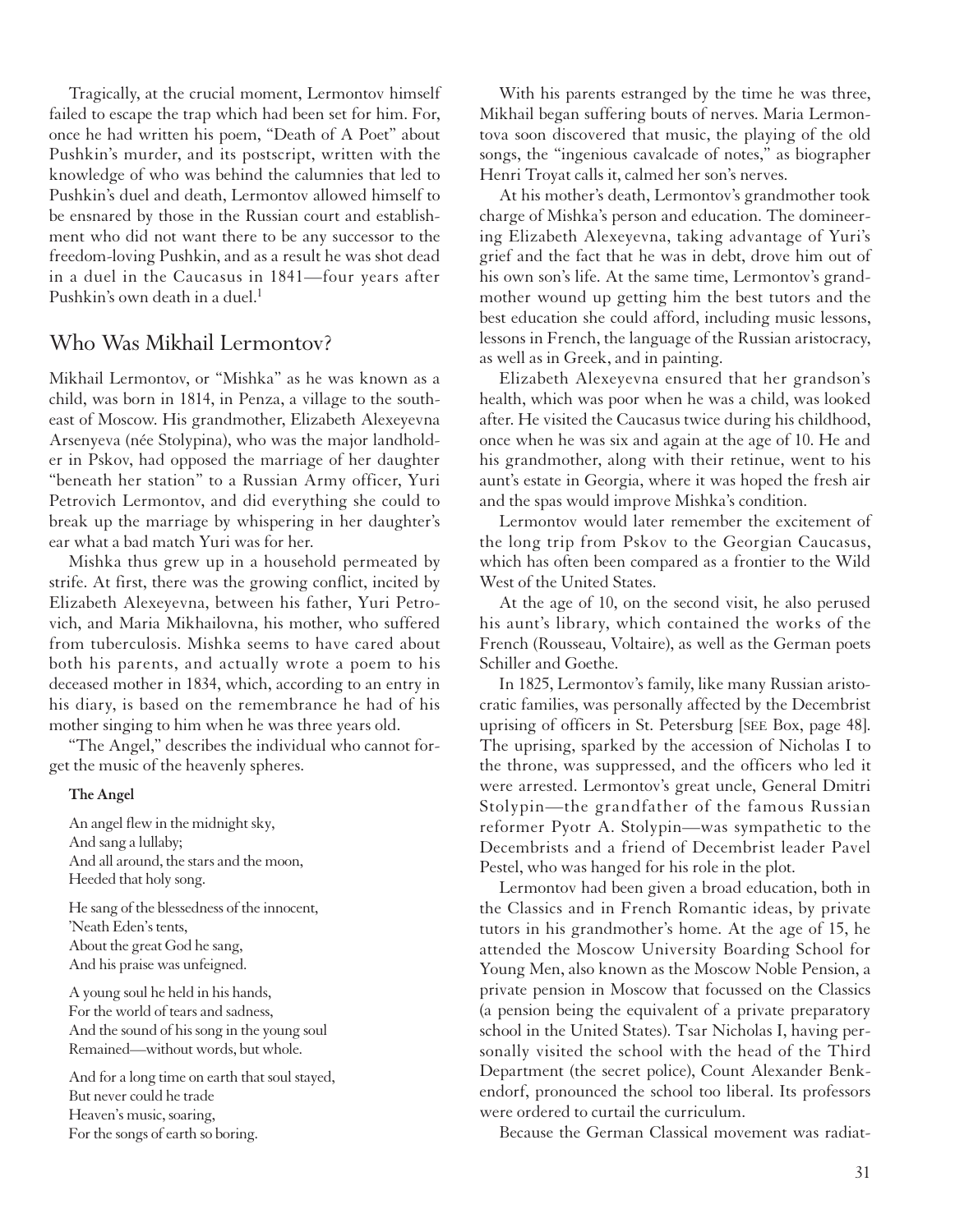Tragically, at the crucial moment, Lermontov himself failed to escape the trap which had been set for him. For, once he had written his poem, "Death of A Poet" about Pushkin's murder, and its postscript, written with the knowledge of who was behind the calumnies that led to Pushkin's duel and death, Lermontov allowed himself to be ensnared by those in the Russian court and establishment who did not want there to be any successor to the freedom-loving Pushkin, and as a result he was shot dead in a duel in the Caucasus in 1841—four years after Pushkin's own death in a duel.[1]

## Who Was Mikhail Lermontov?

Mikhail Lermontov, or "Mishka" as he was known as a child, was born in 1814, in Penza, a village to the southeast of Moscow. His grandmother, Elizabeth Alexeyevna Arsenyeva (née Stolypina), who was the major landholder in Pskov, had opposed the marriage of her daughter "beneath her station" to a Russian Army officer, Yuri Petrovich Lermontov, and did everything she could to break up the marriage by whispering in her daughter's ear what a bad match Yuri was for her.

Mishka thus grew up in a household permeated by strife. At first, there was the growing conflict, incited by Elizabeth Alexeyevna, between his father, Yuri Petrovich, and Maria Mikhailovna, his mother, who suffered from tuberculosis. Mishka seems to have cared about both his parents, and actually wrote a poem to his deceased mother in 1834, which, according to an entry in his diary, is based on the remembrance he had of his mother singing to him when he was three years old.

"The Angel," describes the individual who cannot forget the music of the heavenly spheres.

**The Angel**

An angel flew in the midnight sky,
And sang a lullaby;
And all around, the stars and the moon,
Heeded that holy song.

He sang of the blessedness of the innocent,
'Neath Eden's tents,
About the great God he sang,
And his praise was unfeigned.

A young soul he held in his hands,
For the world of tears and sadness,
And the sound of his song in the young soul
Remained—without words, but whole.

And for a long time on earth that soul stayed,
But never could he trade
Heaven's music, soaring,
For the songs of earth so boring.

With his parents estranged by the time he was three, Mikhail began suffering bouts of nerves. Maria Lermontova soon discovered that music, the playing of the old songs, the "ingenious cavalcade of notes," as biographer Henri Troyat calls it, calmed her son's nerves.

At his mother's death, Lermontov's grandmother took charge of Mishka's person and education. The domineering Elizabeth Alexeyevna, taking advantage of Yuri's grief and the fact that he was in debt, drove him out of his own son's life. At the same time, Lermontov's grandmother wound up getting him the best tutors and the best education she could afford, including music lessons, lessons in French, the language of the Russian aristocracy, as well as in Greek, and in painting.

Elizabeth Alexeyevna ensured that her grandson's health, which was poor when he was a child, was looked after. He visited the Caucasus twice during his childhood, once when he was six and again at the age of 10. He and his grandmother, along with their retinue, went to his aunt's estate in Georgia, where it was hoped the fresh air and the spas would improve Mishka's condition.

Lermontov would later remember the excitement of the long trip from Pskov to the Georgian Caucasus, which has often been compared as a frontier to the Wild West of the United States.

At the age of 10, on the second visit, he also perused his aunt's library, which contained the works of the French (Rousseau, Voltaire), as well as the German poets Schiller and Goethe.

In 1825, Lermontov's family, like many Russian aristocratic families, was personally affected by the Decembrist uprising of officers in St. Petersburg [SEE Box, page 48]. The uprising, sparked by the accession of Nicholas I to the throne, was suppressed, and the officers who led it were arrested. Lermontov's great uncle, General Dmitri Stolypin—the grandfather of the famous Russian reformer Pyotr A. Stolypin—was sympathetic to the Decembrists and a friend of Decembrist leader Pavel Pestel, who was hanged for his role in the plot.

Lermontov had been given a broad education, both in the Classics and in French Romantic ideas, by private tutors in his grandmother's home. At the age of 15, he attended the Moscow University Boarding School for Young Men, also known as the Moscow Noble Pension, a private pension in Moscow that focussed on the Classics (a pension being the equivalent of a private preparatory school in the United States). Tsar Nicholas I, having personally visited the school with the head of the Third Department (the secret police), Count Alexander Benkendorf, pronounced the school too liberal. Its professors were ordered to curtail the curriculum.

Because the German Classical movement was radiat-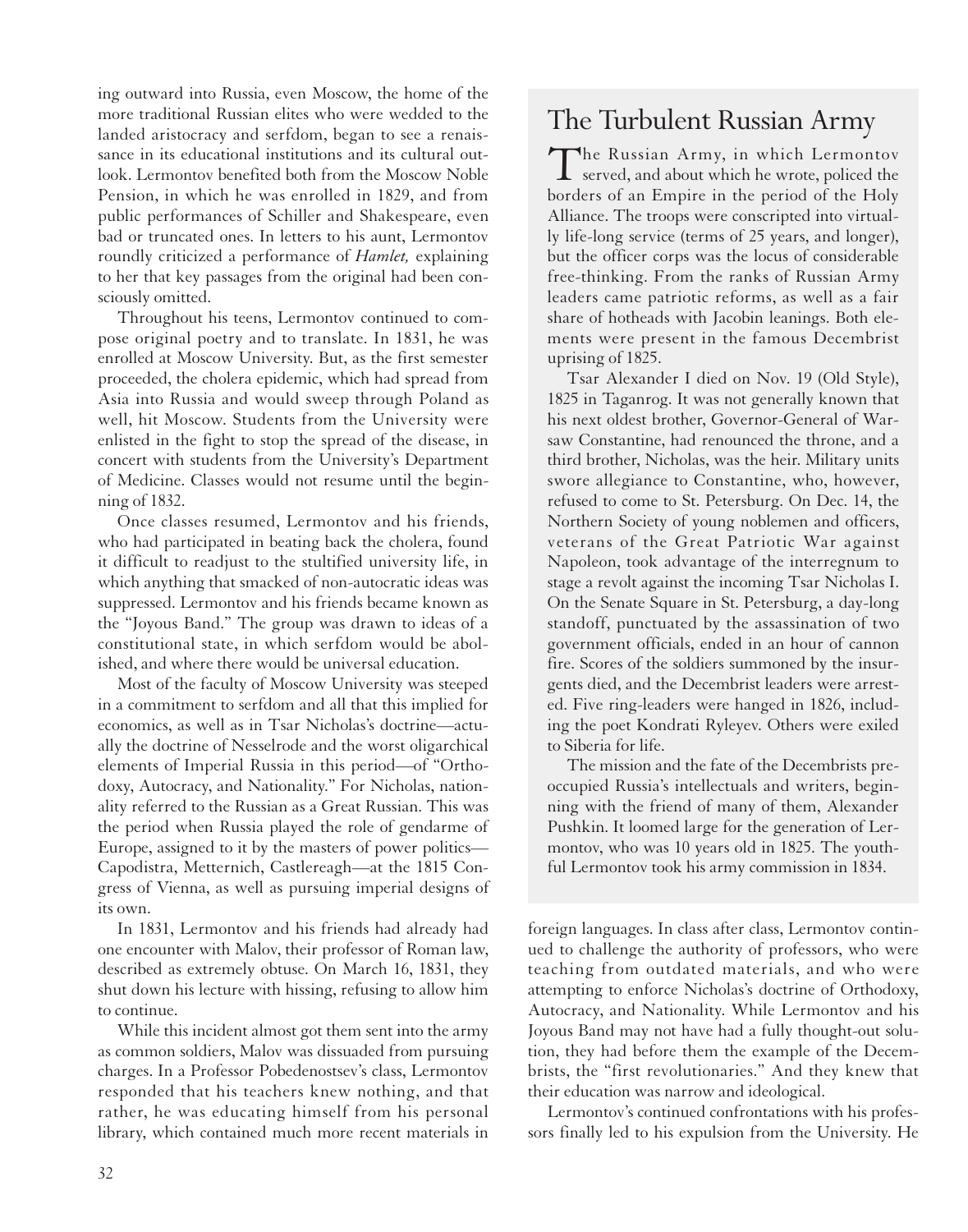ing outward into Russia, even Moscow, the home of the more traditional Russian elites who were wedded to the landed aristocracy and serfdom, began to see a renaissance in its educational institutions and its cultural outlook. Lermontov benefited both from the Moscow Noble Pension, in which he was enrolled in 1829, and from public performances of Schiller and Shakespeare, even bad or truncated ones. In letters to his aunt, Lermontov roundly criticized a performance of *Hamlet,* explaining to her that key passages from the original had been consciously omitted.

Throughout his teens, Lermontov continued to compose original poetry and to translate. In 1831, he was enrolled at Moscow University. But, as the first semester proceeded, the cholera epidemic, which had spread from Asia into Russia and would sweep through Poland as well, hit Moscow. Students from the University were enlisted in the fight to stop the spread of the disease, in concert with students from the University's Department of Medicine. Classes would not resume until the beginning of 1832.

Once classes resumed, Lermontov and his friends, who had participated in beating back the cholera, found it difficult to readjust to the stultified university life, in which anything that smacked of non-autocratic ideas was suppressed. Lermontov and his friends became known as the "Joyous Band." The group was drawn to ideas of a constitutional state, in which serfdom would be abolished, and where there would be universal education.

Most of the faculty of Moscow University was steeped in a commitment to serfdom and all that this implied for economics, as well as in Tsar Nicholas's doctrine—actually the doctrine of Nesselrode and the worst oligarchical elements of Imperial Russia in this period—of "Orthodoxy, Autocracy, and Nationality." For Nicholas, nationality referred to the Russian as a Great Russian. This was the period when Russia played the role of gendarme of Europe, assigned to it by the masters of power politics—Capodistra, Metternich, Castlereagh—at the 1815 Congress of Vienna, as well as pursuing imperial designs of its own.

In 1831, Lermontov and his friends had already had one encounter with Malov, their professor of Roman law, described as extremely obtuse. On March 16, 1831, they shut down his lecture with hissing, refusing to allow him to continue.

While this incident almost got them sent into the army as common soldiers, Malov was dissuaded from pursuing charges. In a Professor Pobedenostsev's class, Lermontov responded that his teachers knew nothing, and that rather, he was educating himself from his personal library, which contained much more recent materials in foreign languages. In class after class, Lermontov continued to challenge the authority of professors, who were teaching from outdated materials, and who were attempting to enforce Nicholas's doctrine of Orthodoxy, Autocracy, and Nationality. While Lermontov and his Joyous Band may not have had a fully thought-out solution, they had before them the example of the Decembrists, the "first revolutionaries." And they knew that their education was narrow and ideological.

Lermontov's continued confrontations with his professors finally led to his expulsion from the University. He

## The Turbulent Russian Army

The Russian Army, in which Lermontov served, and about which he wrote, policed the borders of an Empire in the period of the Holy Alliance. The troops were conscripted into virtually life-long service (terms of 25 years, and longer), but the officer corps was the locus of considerable free-thinking. From the ranks of Russian Army leaders came patriotic reforms, as well as a fair share of hotheads with Jacobin leanings. Both elements were present in the famous Decembrist uprising of 1825.

Tsar Alexander I died on Nov. 19 (Old Style), 1825 in Taganrog. It was not generally known that his next oldest brother, Governor-General of Warsaw Constantine, had renounced the throne, and a third brother, Nicholas, was the heir. Military units swore allegiance to Constantine, who, however, refused to come to St. Petersburg. On Dec. 14, the Northern Society of young noblemen and officers, veterans of the Great Patriotic War against Napoleon, took advantage of the interregnum to stage a revolt against the incoming Tsar Nicholas I. On the Senate Square in St. Petersburg, a day-long standoff, punctuated by the assassination of two government officials, ended in an hour of cannon fire. Scores of the soldiers summoned by the insurgents died, and the Decembrist leaders were arrested. Five ring-leaders were hanged in 1826, including the poet Kondrati Ryleyev. Others were exiled to Siberia for life.

The mission and the fate of the Decembrists preoccupied Russia's intellectuals and writers, beginning with the friend of many of them, Alexander Pushkin. It loomed large for the generation of Lermontov, who was 10 years old in 1825. The youthful Lermontov took his army commission in 1834.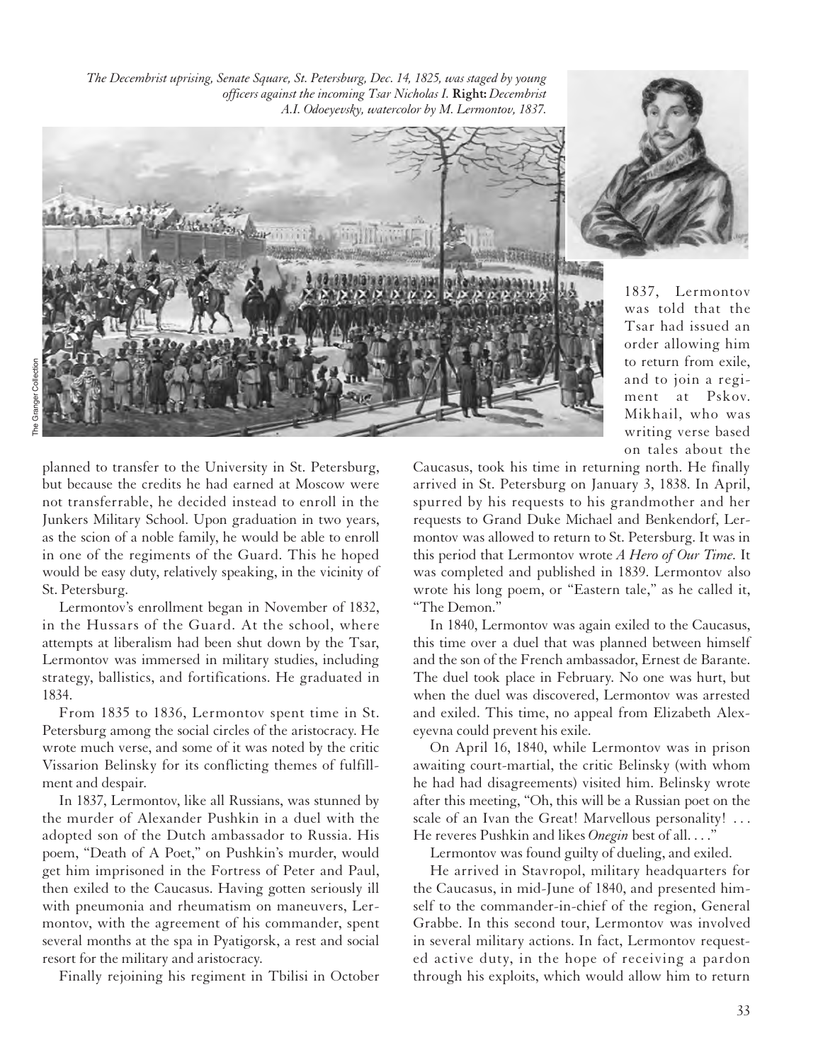*The Decembrist uprising, Senate Square, St. Petersburg, Dec. 14, 1825, was staged by young officers against the incoming Tsar Nicholas I.* **Right:** *Decembrist A.I. Odoeyevsky, watercolor by M. Lermontov, 1837.*

planned to transfer to the University in St. Petersburg, but because the credits he had earned at Moscow were not transferrable, he decided instead to enroll in the Junkers Military School. Upon graduation in two years, as the scion of a noble family, he would be able to enroll in one of the regiments of the Guard. This he hoped would be easy duty, relatively speaking, in the vicinity of St. Petersburg.

Lermontov's enrollment began in November of 1832, in the Hussars of the Guard. At the school, where attempts at liberalism had been shut down by the Tsar, Lermontov was immersed in military studies, including strategy, ballistics, and fortifications. He graduated in 1834.

From 1835 to 1836, Lermontov spent time in St. Petersburg among the social circles of the aristocracy. He wrote much verse, and some of it was noted by the critic Vissarion Belinsky for its conflicting themes of fulfillment and despair.

In 1837, Lermontov, like all Russians, was stunned by the murder of Alexander Pushkin in a duel with the adopted son of the Dutch ambassador to Russia. His poem, "Death of A Poet," on Pushkin's murder, would get him imprisoned in the Fortress of Peter and Paul, then exiled to the Caucasus. Having gotten seriously ill with pneumonia and rheumatism on maneuvers, Lermontov, with the agreement of his commander, spent several months at the spa in Pyatigorsk, a rest and social resort for the military and aristocracy.

Finally rejoining his regiment in Tbilisi in October 1837, Lermontov was told that the Tsar had issued an order allowing him to return from exile, and to join a regiment at Pskov. Mikhail, who was writing verse based on tales about the Caucasus, took his time in returning north. He finally arrived in St. Petersburg on January 3, 1838. In April, spurred by his requests to his grandmother and her requests to Grand Duke Michael and Benkendorf, Lermontov was allowed to return to St. Petersburg. It was in this period that Lermontov wrote *A Hero of Our Time.* It was completed and published in 1839. Lermontov also wrote his long poem, or "Eastern tale," as he called it, "The Demon."

In 1840, Lermontov was again exiled to the Caucasus, this time over a duel that was planned between himself and the son of the French ambassador, Ernest de Barante. The duel took place in February. No one was hurt, but when the duel was discovered, Lermontov was arrested and exiled. This time, no appeal from Elizabeth Alexeyevna could prevent his exile.

On April 16, 1840, while Lermontov was in prison awaiting court-martial, the critic Belinsky (with whom he had had disagreements) visited him. Belinsky wrote after this meeting, "Oh, this will be a Russian poet on the scale of an Ivan the Great! Marvellous personality! . . . He reveres Pushkin and likes *Onegin* best of all. . . ."

Lermontov was found guilty of dueling, and exiled.

He arrived in Stavropol, military headquarters for the Caucasus, in mid-June of 1840, and presented himself to the commander-in-chief of the region, General Grabbe. In this second tour, Lermontov was involved in several military actions. In fact, Lermontov requested active duty, in the hope of receiving a pardon through his exploits, which would allow him to return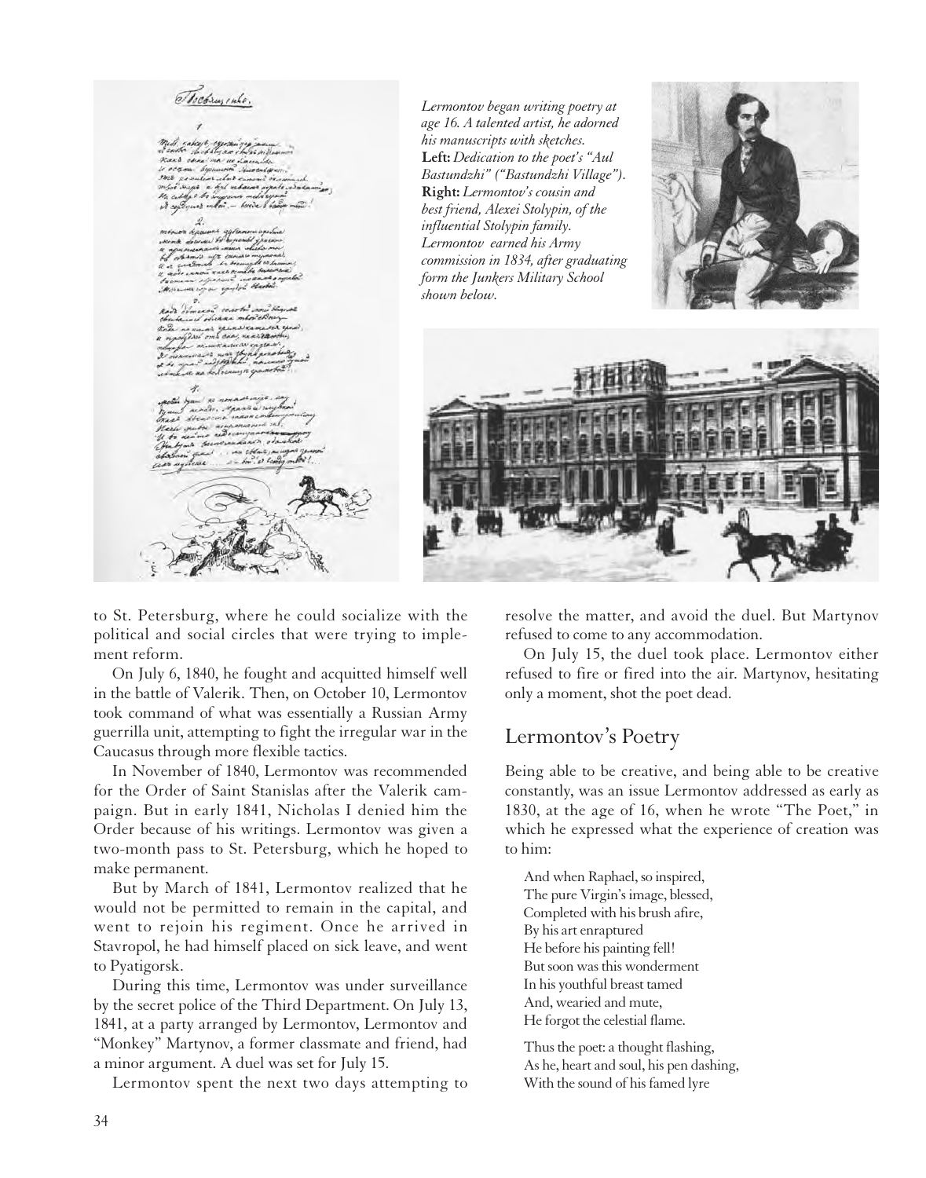*Lermontov began writing poetry at age 16. A talented artist, he adorned his manuscripts with sketches.* **Left:** *Dedication to the poet's "Aul Bastundzhi" ("Bastundzhi Village").* **Right:** *Lermontov's cousin and best friend, Alexei Stolypin, of the influential Stolypin family. Lermontov earned his Army commission in 1834, after graduating form the Junkers Military School shown below.*

to St. Petersburg, where he could socialize with the political and social circles that were trying to implement reform.

On July 6, 1840, he fought and acquitted himself well in the battle of Valerik. Then, on October 10, Lermontov took command of what was essentially a Russian Army guerrilla unit, attempting to fight the irregular war in the Caucasus through more flexible tactics.

In November of 1840, Lermontov was recommended for the Order of Saint Stanislas after the Valerik campaign. But in early 1841, Nicholas I denied him the Order because of his writings. Lermontov was given a two-month pass to St. Petersburg, which he hoped to make permanent.

But by March of 1841, Lermontov realized that he would not be permitted to remain in the capital, and went to rejoin his regiment. Once he arrived in Stavropol, he had himself placed on sick leave, and went to Pyatigorsk.

During this time, Lermontov was under surveillance by the secret police of the Third Department. On July 13, 1841, at a party arranged by Lermontov, Lermontov and "Monkey" Martynov, a former classmate and friend, had a minor argument. A duel was set for July 15.

Lermontov spent the next two days attempting to resolve the matter, and avoid the duel. But Martynov refused to come to any accommodation.

On July 15, the duel took place. Lermontov either refused to fire or fired into the air. Martynov, hesitating only a moment, shot the poet dead.

## Lermontov's Poetry

Being able to be creative, and being able to be creative constantly, was an issue Lermontov addressed as early as 1830, at the age of 16, when he wrote "The Poet," in which he expressed what the experience of creation was to him:

> And when Raphael, so inspired,
> The pure Virgin's image, blessed,
> Completed with his brush afire,
> By his art enraptured
> He before his painting fell!
> But soon was this wonderment
> In his youthful breast tamed
> And, wearied and mute,
> He forgot the celestial flame.
>
> Thus the poet: a thought flashing,
> As he, heart and soul, his pen dashing,
> With the sound of his famed lyre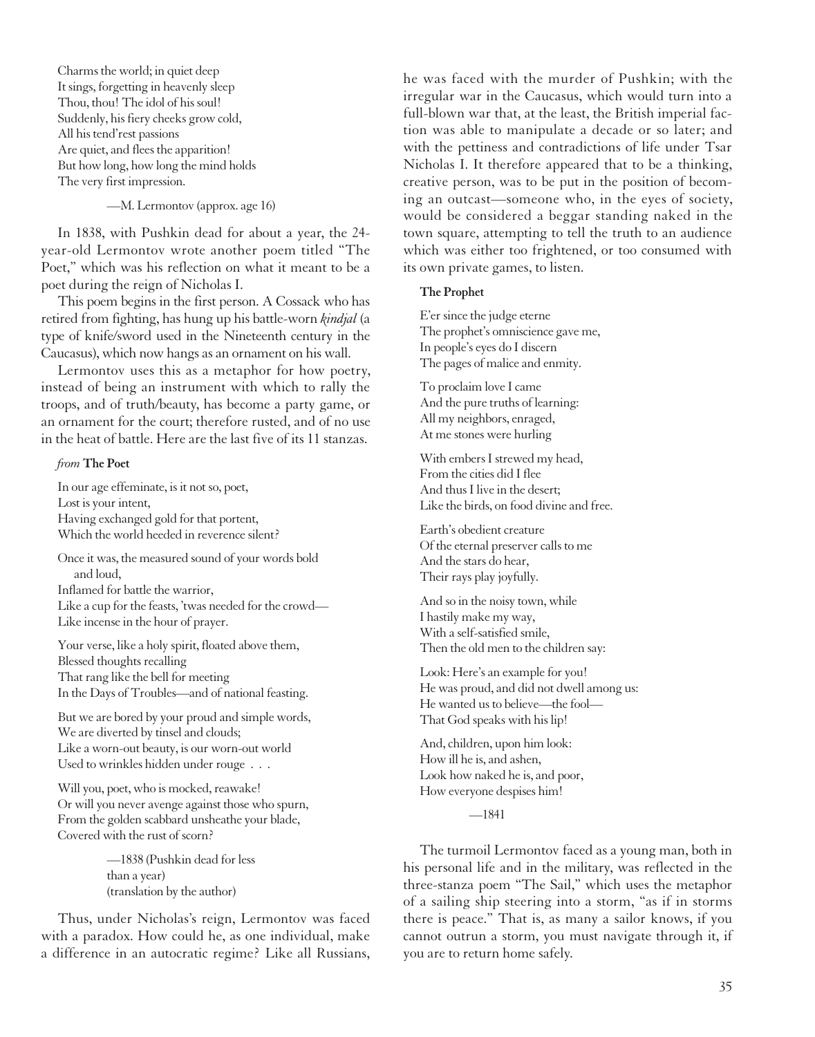Charms the world; in quiet deep
It sings, forgetting in heavenly sleep
Thou, thou! The idol of his soul!
Suddenly, his fiery cheeks grow cold,
All his tend'rest passions
Are quiet, and flees the apparition!
But how long, how long the mind holds
The very first impression.

—M. Lermontov (approx. age 16)

In 1838, with Pushkin dead for about a year, the 24-year-old Lermontov wrote another poem titled "The Poet," which was his reflection on what it meant to be a poet during the reign of Nicholas I.

This poem begins in the first person. A Cossack who has retired from fighting, has hung up his battle-worn *kindjal* (a type of knife/sword used in the Nineteenth century in the Caucasus), which now hangs as an ornament on his wall.

Lermontov uses this as a metaphor for how poetry, instead of being an instrument with which to rally the troops, and of truth/beauty, has become a party game, or an ornament for the court; therefore rusted, and of no use in the heat of battle. Here are the last five of its 11 stanzas.

*from* **The Poet**

In our age effeminate, is it not so, poet,
Lost is your intent,
Having exchanged gold for that portent,
Which the world heeded in reverence silent?

Once it was, the measured sound of your words bold and loud,
Inflamed for battle the warrior,
Like a cup for the feasts, 'twas needed for the crowd—
Like incense in the hour of prayer.

Your verse, like a holy spirit, floated above them,
Blessed thoughts recalling
That rang like the bell for meeting
In the Days of Troubles—and of national feasting.

But we are bored by your proud and simple words,
We are diverted by tinsel and clouds;
Like a worn-out beauty, is our worn-out world
Used to wrinkles hidden under rouge . . .

Will you, poet, who is mocked, reawake!
Or will you never avenge against those who spurn,
From the golden scabbard unsheathe your blade,
Covered with the rust of scorn?

—1838 (Pushkin dead for less than a year)
(translation by the author)

Thus, under Nicholas's reign, Lermontov was faced with a paradox. How could he, as one individual, make a difference in an autocratic regime? Like all Russians, he was faced with the murder of Pushkin; with the irregular war in the Caucasus, which would turn into a full-blown war that, at the least, the British imperial faction was able to manipulate a decade or so later; and with the pettiness and contradictions of life under Tsar Nicholas I. It therefore appeared that to be a thinking, creative person, was to be put in the position of becoming an outcast—someone who, in the eyes of society, would be considered a beggar standing naked in the town square, attempting to tell the truth to an audience which was either too frightened, or too consumed with its own private games, to listen.

**The Prophet**

E'er since the judge eterne
The prophet's omniscience gave me,
In people's eyes do I discern
The pages of malice and enmity.

To proclaim love I came
And the pure truths of learning:
All my neighbors, enraged,
At me stones were hurling

With embers I strewed my head,
From the cities did I flee
And thus I live in the desert;
Like the birds, on food divine and free.

Earth's obedient creature
Of the eternal preserver calls to me
And the stars do hear,
Their rays play joyfully.

And so in the noisy town, while
I hastily make my way,
With a self-satisfied smile,
Then the old men to the children say:

Look: Here's an example for you!
He was proud, and did not dwell among us:
He wanted us to believe—the fool—
That God speaks with his lip!

And, children, upon him look:
How ill he is, and ashen,
Look how naked he is, and poor,
How everyone despises him!

—1841

The turmoil Lermontov faced as a young man, both in his personal life and in the military, was reflected in the three-stanza poem "The Sail," which uses the metaphor of a sailing ship steering into a storm, "as if in storms there is peace." That is, as many a sailor knows, if you cannot outrun a storm, you must navigate through it, if you are to return home safely.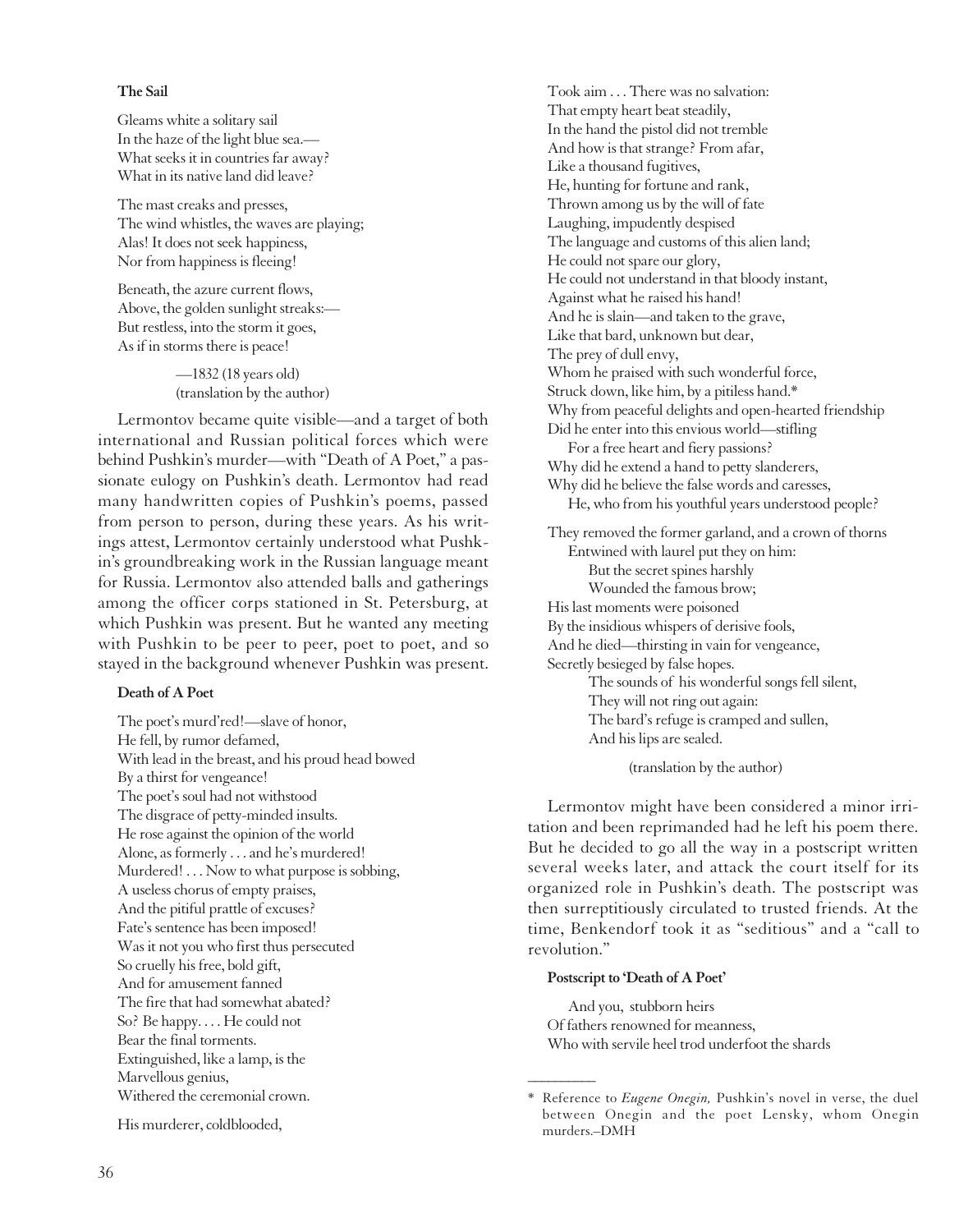**The Sail**

Gleams white a solitary sail  
In the haze of the light blue sea.—  
What seeks it in countries far away?  
What in its native land did leave?

The mast creaks and presses,  
The wind whistles, the waves are playing;  
Alas! It does not seek happiness,  
Nor from happiness is fleeing!

Beneath, the azure current flows,  
Above, the golden sunlight streaks:—  
But restless, into the storm it goes,  
As if in storms there is peace!

—1832 (18 years old)  
(translation by the author)

Lermontov became quite visible—and a target of both international and Russian political forces which were behind Pushkin's murder—with "Death of A Poet," a passionate eulogy on Pushkin's death. Lermontov had read many handwritten copies of Pushkin's poems, passed from person to person, during these years. As his writings attest, Lermontov certainly understood what Pushkin's groundbreaking work in the Russian language meant for Russia. Lermontov also attended balls and gatherings among the officer corps stationed in St. Petersburg, at which Pushkin was present. But he wanted any meeting with Pushkin to be peer to peer, poet to poet, and so stayed in the background whenever Pushkin was present.

**Death of A Poet**

The poet's murd'red!—slave of honor,  
He fell, by rumor defamed,  
With lead in the breast, and his proud head bowed  
By a thirst for vengeance!  
The poet's soul had not withstood  
The disgrace of petty-minded insults.  
He rose against the opinion of the world  
Alone, as formerly . . . and he's murdered!  
Murdered! . . . Now to what purpose is sobbing,  
A useless chorus of empty praises,  
And the pitiful prattle of excuses?  
Fate's sentence has been imposed!  
Was it not you who first thus persecuted  
So cruelly his free, bold gift,  
And for amusement fanned  
The fire that had somewhat abated?  
So? Be happy. . . . He could not  
Bear the final torments.  
Extinguished, like a lamp, is the  
Marvellous genius,  
Withered the ceremonial crown.

His murderer, coldblooded,  
Took aim . . . There was no salvation:  
That empty heart beat steadily,  
In the hand the pistol did not tremble  
And how is that strange? From afar,  
Like a thousand fugitives,  
He, hunting for fortune and rank,  
Thrown among us by the will of fate  
Laughing, impudently despised  
The language and customs of this alien land;  
He could not spare our glory,  
He could not understand in that bloody instant,  
Against what he raised his hand!  
And he is slain—and taken to the grave,  
Like that bard, unknown but dear,  
The prey of dull envy,  
Whom he praised with such wonderful force,  
Struck down, like him, by a pitiless hand.*  
Why from peaceful delights and open-hearted friendship  
Did he enter into this envious world—stifling  
For a free heart and fiery passions?  
Why did he extend a hand to petty slanderers,  
Why did he believe the false words and caresses,  
He, who from his youthful years understood people?

They removed the former garland, and a crown of thorns  
Entwined with laurel put they on him:  
But the secret spines harshly  
Wounded the famous brow;  
His last moments were poisoned  
By the insidious whispers of derisive fools,  
And he died—thirsting in vain for vengeance,  
Secretly besieged by false hopes.  
The sounds of his wonderful songs fell silent,  
They will not ring out again:  
The bard's refuge is cramped and sullen,  
And his lips are sealed.

(translation by the author)

Lermontov might have been considered a minor irritation and been reprimanded had he left his poem there. But he decided to go all the way in a postscript written several weeks later, and attack the court itself for its organized role in Pushkin's death. The postscript was then surreptitiously circulated to trusted friends. At the time, Benkendorf took it as "seditious" and a "call to revolution."

**Postscript to 'Death of A Poet'**

And you, stubborn heirs  
Of fathers renowned for meanness,  
Who with servile heel trod underfoot the shards

---

\* Reference to *Eugene Onegin,* Pushkin's novel in verse, the duel between Onegin and the poet Lensky, whom Onegin murders.–DMH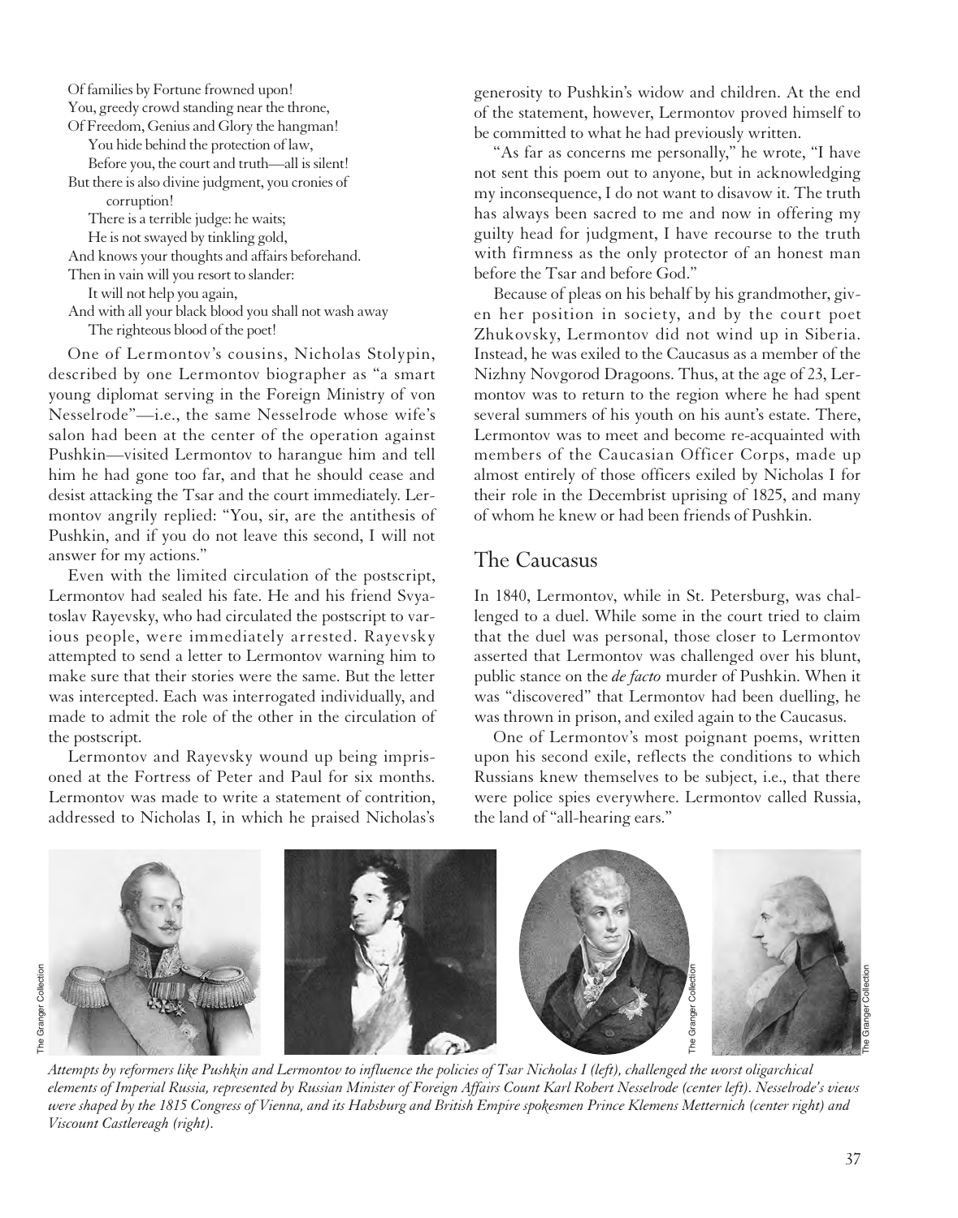Of families by Fortune frowned upon!
You, greedy crowd standing near the throne,
Of Freedom, Genius and Glory the hangman!
You hide behind the protection of law,
Before you, the court and truth—all is silent!
But there is also divine judgment, you cronies of corruption!
There is a terrible judge: he waits;
He is not swayed by tinkling gold,
And knows your thoughts and affairs beforehand.
Then in vain will you resort to slander:
It will not help you again,
And with all your black blood you shall not wash away
The righteous blood of the poet!

One of Lermontov's cousins, Nicholas Stolypin, described by one Lermontov biographer as "a smart young diplomat serving in the Foreign Ministry of von Nesselrode"—i.e., the same Nesselrode whose wife's salon had been at the center of the operation against Pushkin—visited Lermontov to harangue him and tell him he had gone too far, and that he should cease and desist attacking the Tsar and the court immediately. Lermontov angrily replied: "You, sir, are the antithesis of Pushkin, and if you do not leave this second, I will not answer for my actions."

Even with the limited circulation of the postscript, Lermontov had sealed his fate. He and his friend Svyatoslav Rayevsky, who had circulated the postscript to various people, were immediately arrested. Rayevsky attempted to send a letter to Lermontov warning him to make sure that their stories were the same. But the letter was intercepted. Each was interrogated individually, and made to admit the role of the other in the circulation of the postscript.

Lermontov and Rayevsky wound up being imprisoned at the Fortress of Peter and Paul for six months. Lermontov was made to write a statement of contrition, addressed to Nicholas I, in which he praised Nicholas's generosity to Pushkin's widow and children. At the end of the statement, however, Lermontov proved himself to be committed to what he had previously written.

"As far as concerns me personally," he wrote, "I have not sent this poem out to anyone, but in acknowledging my inconsequence, I do not want to disavow it. The truth has always been sacred to me and now in offering my guilty head for judgment, I have recourse to the truth with firmness as the only protector of an honest man before the Tsar and before God."

Because of pleas on his behalf by his grandmother, given her position in society, and by the court poet Zhukovsky, Lermontov did not wind up in Siberia. Instead, he was exiled to the Caucasus as a member of the Nizhny Novgorod Dragoons. Thus, at the age of 23, Lermontov was to return to the region where he had spent several summers of his youth on his aunt's estate. There, Lermontov was to meet and become re-acquainted with members of the Caucasian Officer Corps, made up almost entirely of those officers exiled by Nicholas I for their role in the Decembrist uprising of 1825, and many of whom he knew or had been friends of Pushkin.

## The Caucasus

In 1840, Lermontov, while in St. Petersburg, was challenged to a duel. While some in the court tried to claim that the duel was personal, those closer to Lermontov asserted that Lermontov was challenged over his blunt, public stance on the *de facto* murder of Pushkin. When it was "discovered" that Lermontov had been duelling, he was thrown in prison, and exiled again to the Caucasus.

One of Lermontov's most poignant poems, written upon his second exile, reflects the conditions to which Russians knew themselves to be subject, i.e., that there were police spies everywhere. Lermontov called Russia, the land of "all-hearing ears."

*Attempts by reformers like Pushkin and Lermontov to influence the policies of Tsar Nicholas I (left), challenged the worst oligarchical elements of Imperial Russia, represented by Russian Minister of Foreign Affairs Count Karl Robert Nesselrode (center left). Nesselrode's views were shaped by the 1815 Congress of Vienna, and its Habsburg and British Empire spokesmen Prince Klemens Metternich (center right) and Viscount Castlereagh (right).*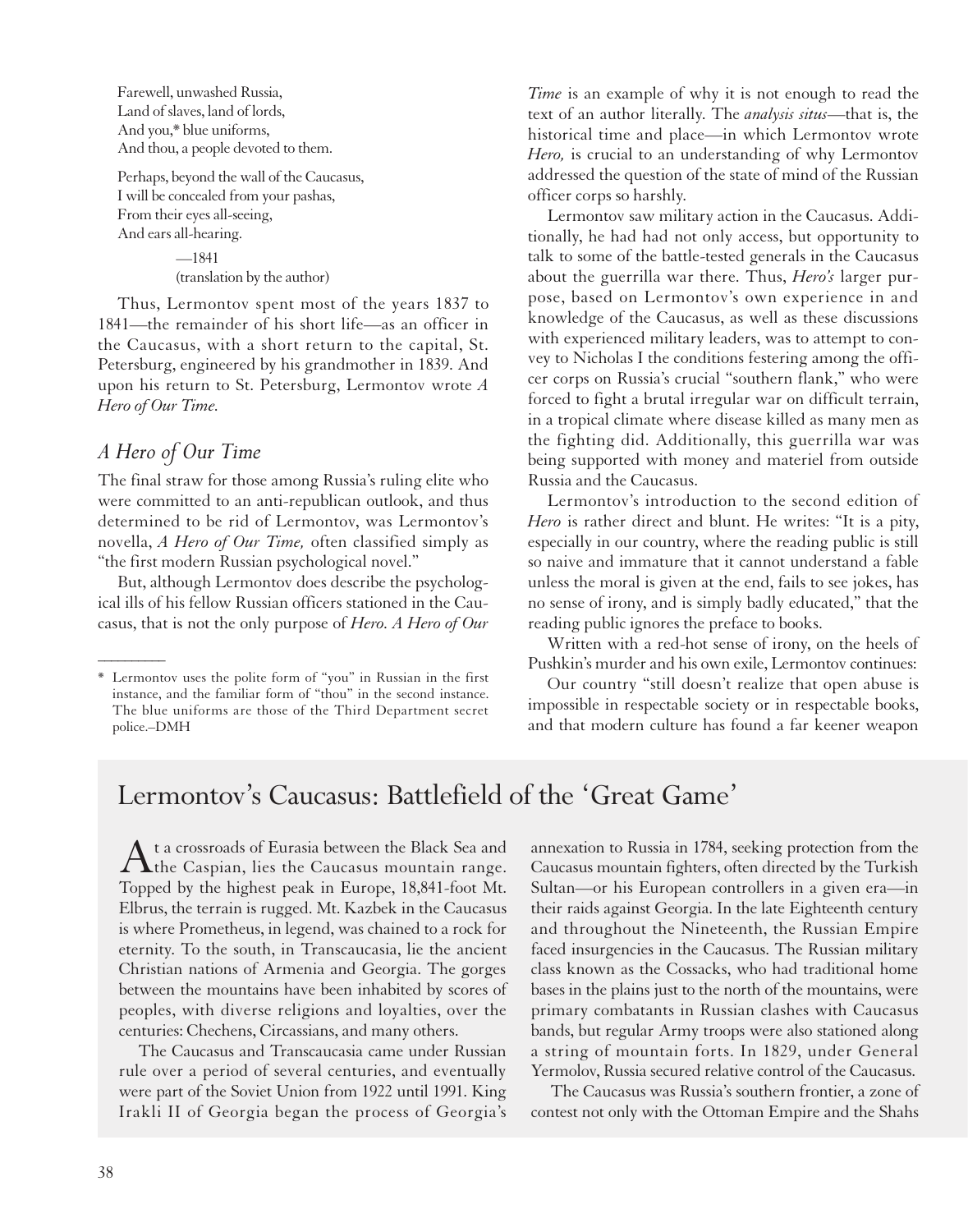Farewell, unwashed Russia,
Land of slaves, land of lords,
And you,* blue uniforms,
And thou, a people devoted to them.

Perhaps, beyond the wall of the Caucasus,
I will be concealed from your pashas,
From their eyes all-seeing,
And ears all-hearing.

—1841
(translation by the author)

Thus, Lermontov spent most of the years 1837 to 1841—the remainder of his short life—as an officer in the Caucasus, with a short return to the capital, St. Petersburg, engineered by his grandmother in 1839. And upon his return to St. Petersburg, Lermontov wrote *A Hero of Our Time.*

## *A Hero of Our Time*

The final straw for those among Russia's ruling elite who were committed to an anti-republican outlook, and thus determined to be rid of Lermontov, was Lermontov's novella, *A Hero of Our Time,* often classified simply as "the first modern Russian psychological novel."

But, although Lermontov does describe the psychological ills of his fellow Russian officers stationed in the Caucasus, that is not the only purpose of *Hero. A Hero of Our Time* is an example of why it is not enough to read the text of an author literally. The *analysis situs*—that is, the historical time and place—in which Lermontov wrote *Hero,* is crucial to an understanding of why Lermontov addressed the question of the state of mind of the Russian officer corps so harshly.

Lermontov saw military action in the Caucasus. Additionally, he had had not only access, but opportunity to talk to some of the battle-tested generals in the Caucasus about the guerrilla war there. Thus, *Hero's* larger purpose, based on Lermontov's own experience in and knowledge of the Caucasus, as well as these discussions with experienced military leaders, was to attempt to convey to Nicholas I the conditions festering among the officer corps on Russia's crucial "southern flank," who were forced to fight a brutal irregular war on difficult terrain, in a tropical climate where disease killed as many men as the fighting did. Additionally, this guerrilla war was being supported with money and materiel from outside Russia and the Caucasus.

Lermontov's introduction to the second edition of *Hero* is rather direct and blunt. He writes: "It is a pity, especially in our country, where the reading public is still so naive and immature that it cannot understand a fable unless the moral is given at the end, fails to see jokes, has no sense of irony, and is simply badly educated," that the reading public ignores the preface to books.

Written with a red-hot sense of irony, on the heels of Pushkin's murder and his own exile, Lermontov continues:

Our country "still doesn't realize that open abuse is impossible in respectable society or in respectable books, and that modern culture has found a far keener weapon

---

\* Lermontov uses the polite form of "you" in Russian in the first instance, and the familiar form of "thou" in the second instance. The blue uniforms are those of the Third Department secret police.–DMH

## Lermontov's Caucasus: Battlefield of the 'Great Game'

At a crossroads of Eurasia between the Black Sea and the Caspian, lies the Caucasus mountain range. Topped by the highest peak in Europe, 18,841-foot Mt. Elbrus, the terrain is rugged. Mt. Kazbek in the Caucasus is where Prometheus, in legend, was chained to a rock for eternity. To the south, in Transcaucasia, lie the ancient Christian nations of Armenia and Georgia. The gorges between the mountains have been inhabited by scores of peoples, with diverse religions and loyalties, over the centuries: Chechens, Circassians, and many others.

The Caucasus and Transcaucasia came under Russian rule over a period of several centuries, and eventually were part of the Soviet Union from 1922 until 1991. King Irakli II of Georgia began the process of Georgia's annexation to Russia in 1784, seeking protection from the Caucasus mountain fighters, often directed by the Turkish Sultan—or his European controllers in a given era—in their raids against Georgia. In the late Eighteenth century and throughout the Nineteenth, the Russian Empire faced insurgencies in the Caucasus. The Russian military class known as the Cossacks, who had traditional home bases in the plains just to the north of the mountains, were primary combatants in Russian clashes with Caucasus bands, but regular Army troops were also stationed along a string of mountain forts. In 1829, under General Yermolov, Russia secured relative control of the Caucasus.

The Caucasus was Russia's southern frontier, a zone of contest not only with the Ottoman Empire and the Shahs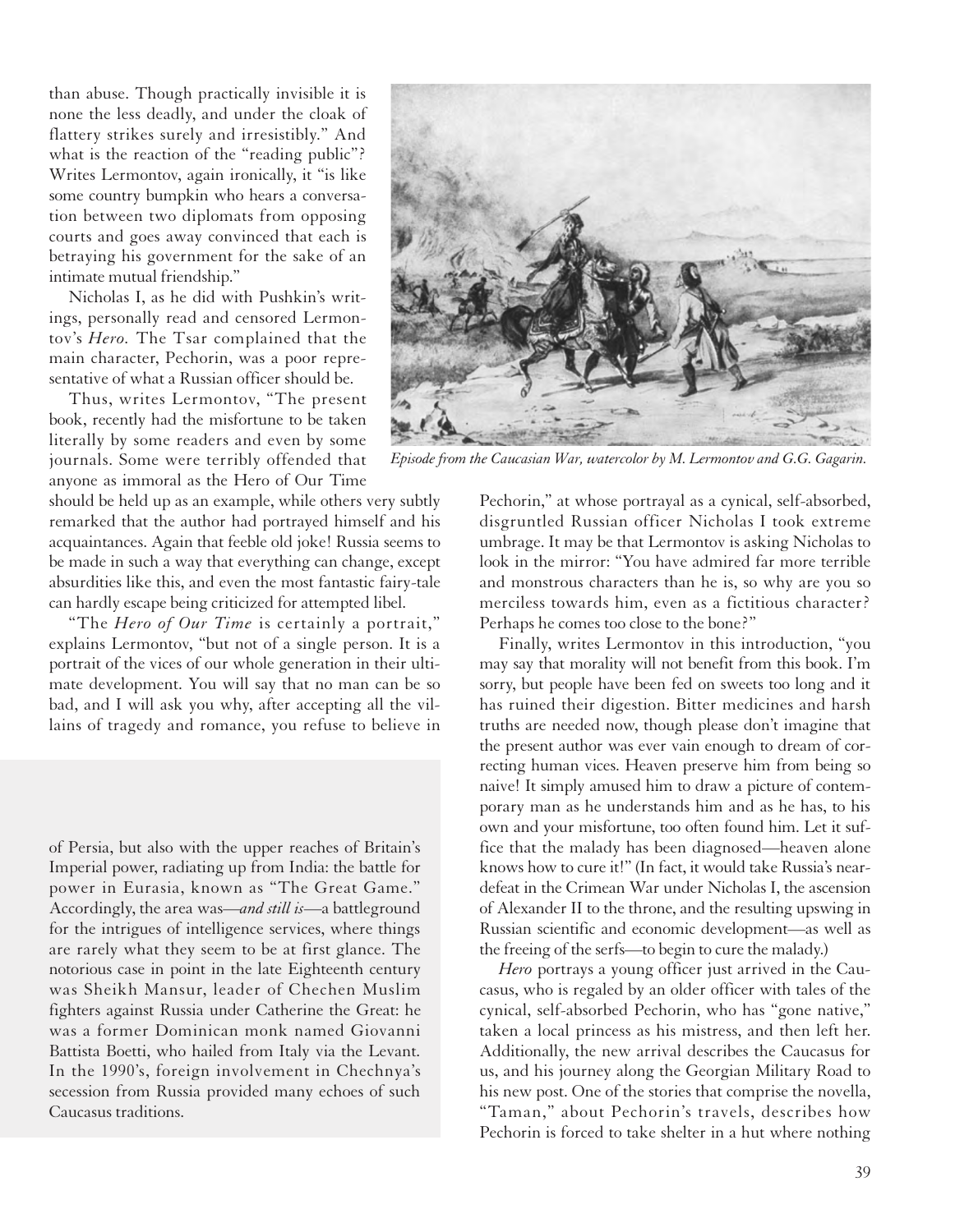than abuse. Though practically invisible it is none the less deadly, and under the cloak of flattery strikes surely and irresistibly." And what is the reaction of the "reading public"? Writes Lermontov, again ironically, it "is like some country bumpkin who hears a conversation between two diplomats from opposing courts and goes away convinced that each is betraying his government for the sake of an intimate mutual friendship."

Nicholas I, as he did with Pushkin's writings, personally read and censored Lermontov's *Hero.* The Tsar complained that the main character, Pechorin, was a poor representative of what a Russian officer should be.

Thus, writes Lermontov, "The present book, recently had the misfortune to be taken literally by some readers and even by some journals. Some were terribly offended that anyone as immoral as the Hero of Our Time should be held up as an example, while others very subtly remarked that the author had portrayed himself and his acquaintances. Again that feeble old joke! Russia seems to be made in such a way that everything can change, except absurdities like this, and even the most fantastic fairy-tale can hardly escape being criticized for attempted libel.

"The *Hero of Our Time* is certainly a portrait," explains Lermontov, "but not of a single person. It is a portrait of the vices of our whole generation in their ultimate development. You will say that no man can be so bad, and I will ask you why, after accepting all the villains of tragedy and romance, you refuse to believe in Pechorin," at whose portrayal as a cynical, self-absorbed, disgruntled Russian officer Nicholas I took extreme umbrage. It may be that Lermontov is asking Nicholas to look in the mirror: "You have admired far more terrible and monstrous characters than he is, so why are you so merciless towards him, even as a fictitious character? Perhaps he comes too close to the bone?"

Finally, writes Lermontov in this introduction, "you may say that morality will not benefit from this book. I'm sorry, but people have been fed on sweets too long and it has ruined their digestion. Bitter medicines and harsh truths are needed now, though please don't imagine that the present author was ever vain enough to dream of correcting human vices. Heaven preserve him from being so naive! It simply amused him to draw a picture of contemporary man as he understands him and as he has, to his own and your misfortune, too often found him. Let it suffice that the malady has been diagnosed—heaven alone knows how to cure it!" (In fact, it would take Russia's near-defeat in the Crimean War under Nicholas I, the ascension of Alexander II to the throne, and the resulting upswing in Russian scientific and economic development—as well as the freeing of the serfs—to begin to cure the malady.)

*Hero* portrays a young officer just arrived in the Caucasus, who is regaled by an older officer with tales of the cynical, self-absorbed Pechorin, who has "gone native," taken a local princess as his mistress, and then left her. Additionally, the new arrival describes the Caucasus for us, and his journey along the Georgian Military Road to his new post. One of the stories that comprise the novella, "Taman," about Pechorin's travels, describes how Pechorin is forced to take shelter in a hut where nothing

*Episode from the Caucasian War, watercolor by M. Lermontov and G.G. Gagarin.*

of Persia, but also with the upper reaches of Britain's Imperial power, radiating up from India: the battle for power in Eurasia, known as "The Great Game." Accordingly, the area was—*and still is*—a battleground for the intrigues of intelligence services, where things are rarely what they seem to be at first glance. The notorious case in point in the late Eighteenth century was Sheikh Mansur, leader of Chechen Muslim fighters against Russia under Catherine the Great: he was a former Dominican monk named Giovanni Battista Boetti, who hailed from Italy via the Levant. In the 1990's, foreign involvement in Chechnya's secession from Russia provided many echoes of such Caucasus traditions.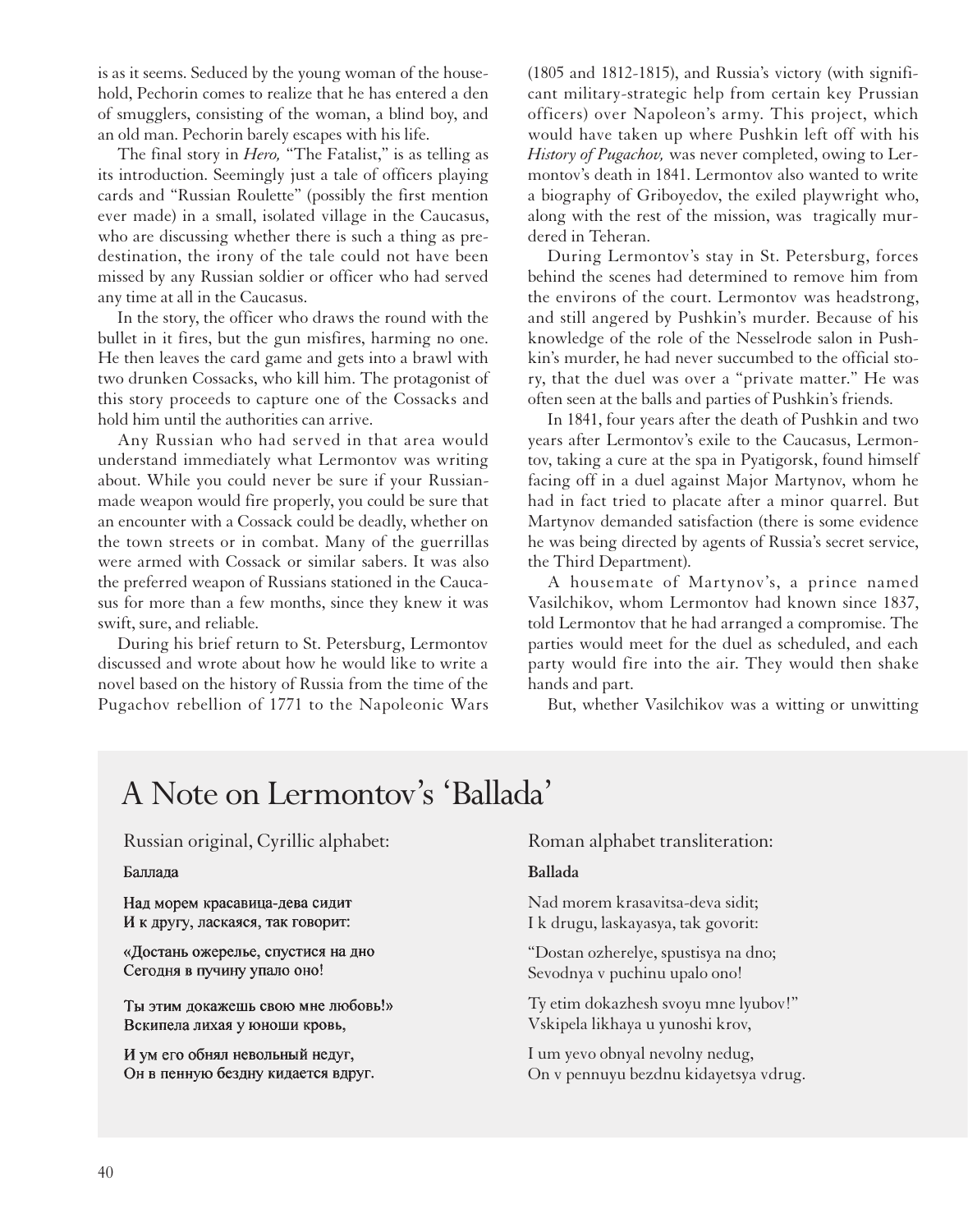is as it seems. Seduced by the young woman of the household, Pechorin comes to realize that he has entered a den of smugglers, consisting of the woman, a blind boy, and an old man. Pechorin barely escapes with his life.

The final story in *Hero,* "The Fatalist," is as telling as its introduction. Seemingly just a tale of officers playing cards and "Russian Roulette" (possibly the first mention ever made) in a small, isolated village in the Caucasus, who are discussing whether there is such a thing as predestination, the irony of the tale could not have been missed by any Russian soldier or officer who had served any time at all in the Caucasus.

In the story, the officer who draws the round with the bullet in it fires, but the gun misfires, harming no one. He then leaves the card game and gets into a brawl with two drunken Cossacks, who kill him. The protagonist of this story proceeds to capture one of the Cossacks and hold him until the authorities can arrive.

Any Russian who had served in that area would understand immediately what Lermontov was writing about. While you could never be sure if your Russian-made weapon would fire properly, you could be sure that an encounter with a Cossack could be deadly, whether on the town streets or in combat. Many of the guerrillas were armed with Cossack or similar sabers. It was also the preferred weapon of Russians stationed in the Caucasus for more than a few months, since they knew it was swift, sure, and reliable.

During his brief return to St. Petersburg, Lermontov discussed and wrote about how he would like to write a novel based on the history of Russia from the time of the Pugachov rebellion of 1771 to the Napoleonic Wars (1805 and 1812-1815), and Russia's victory (with significant military-strategic help from certain key Prussian officers) over Napoleon's army. This project, which would have taken up where Pushkin left off with his *History of Pugachov,* was never completed, owing to Lermontov's death in 1841. Lermontov also wanted to write a biography of Griboyedov, the exiled playwright who, along with the rest of the mission, was tragically murdered in Teheran.

During Lermontov's stay in St. Petersburg, forces behind the scenes had determined to remove him from the environs of the court. Lermontov was headstrong, and still angered by Pushkin's murder. Because of his knowledge of the role of the Nesselrode salon in Pushkin's murder, he had never succumbed to the official story, that the duel was over a "private matter." He was often seen at the balls and parties of Pushkin's friends.

In 1841, four years after the death of Pushkin and two years after Lermontov's exile to the Caucasus, Lermontov, taking a cure at the spa in Pyatigorsk, found himself facing off in a duel against Major Martynov, whom he had in fact tried to placate after a minor quarrel. But Martynov demanded satisfaction (there is some evidence he was being directed by agents of Russia's secret service, the Third Department).

A housemate of Martynov's, a prince named Vasilchikov, whom Lermontov had known since 1837, told Lermontov that he had arranged a compromise. The parties would meet for the duel as scheduled, and each party would fire into the air. They would then shake hands and part.

But, whether Vasilchikov was a witting or unwitting

## A Note on Lermontov's 'Ballada'

Russian original, Cyrillic alphabet:

Баллада

Над морем красавица-дева сидит
И к другу, ласкаяся, так говорит:

«Достань ожерелье, спустися на дно
Сегодня в пучину упало оно!

Ты этим докажешь свою мне любовь!»
Вскипела лихая у юноши кровь,

И ум его обнял невольный недуг,
Он в пенную бездну кидается вдруг.

Roman alphabet transliteration:

**Ballada**

Nad morem krasavitsa-deva sidit;
I k drugu, laskayasya, tak govorit:

"Dostan ozherelye, spustisya na dno;
Sevodnya v puchinu upalo ono!

Ty etim dokazhesh svoyu mne lyubov!"
Vskipela likhaya u yunoshi krov,

I um yevo obnyal nevolny nedug,
On v pennuyu bezdnu kidayetsya vdrug.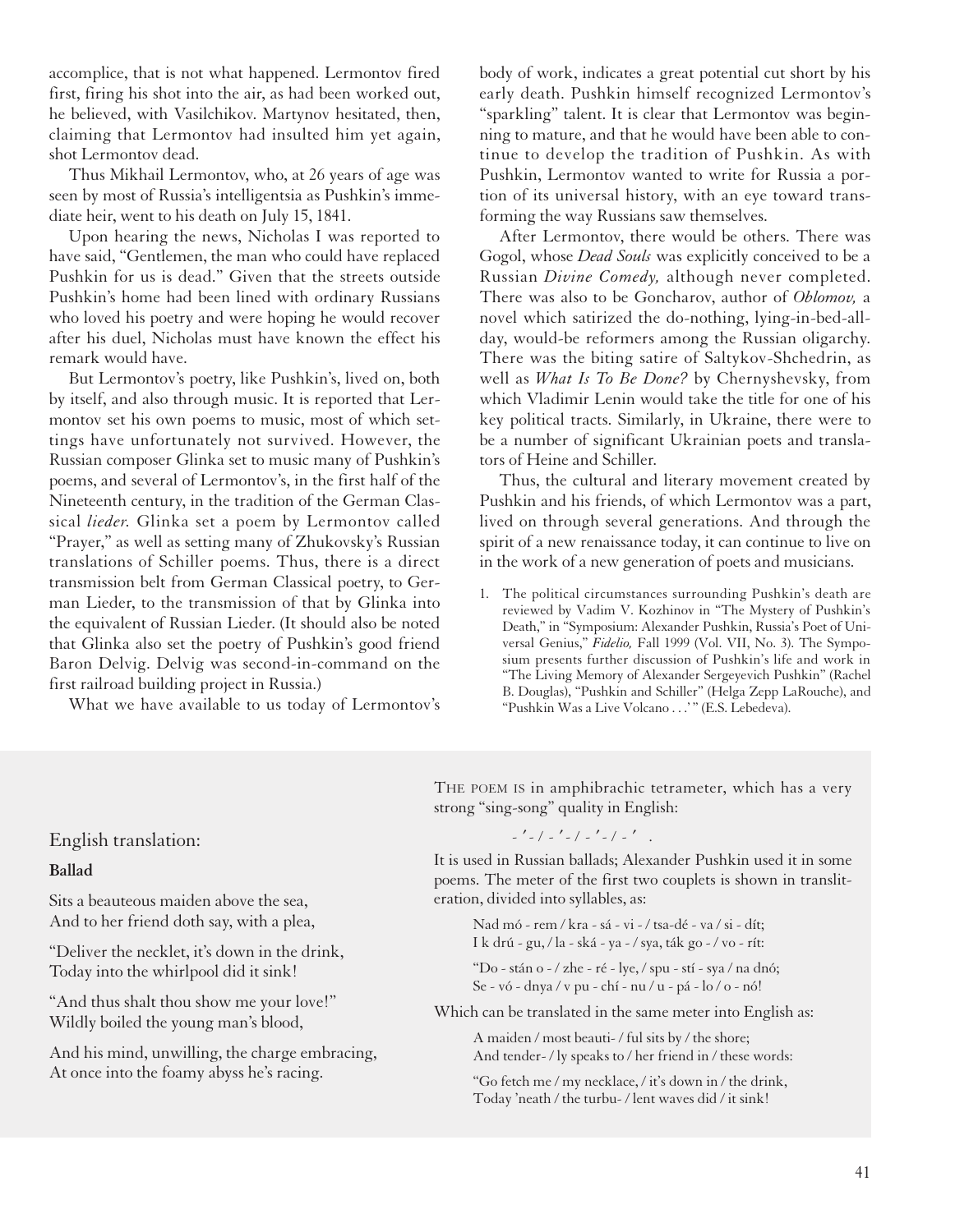accomplice, that is not what happened. Lermontov fired first, firing his shot into the air, as had been worked out, he believed, with Vasilchikov. Martynov hesitated, then, claiming that Lermontov had insulted him yet again, shot Lermontov dead.

Thus Mikhail Lermontov, who, at 26 years of age was seen by most of Russia's intelligentsia as Pushkin's immediate heir, went to his death on July 15, 1841.

Upon hearing the news, Nicholas I was reported to have said, "Gentlemen, the man who could have replaced Pushkin for us is dead." Given that the streets outside Pushkin's home had been lined with ordinary Russians who loved his poetry and were hoping he would recover after his duel, Nicholas must have known the effect his remark would have.

But Lermontov's poetry, like Pushkin's, lived on, both by itself, and also through music. It is reported that Lermontov set his own poems to music, most of which settings have unfortunately not survived. However, the Russian composer Glinka set to music many of Pushkin's poems, and several of Lermontov's, in the first half of the Nineteenth century, in the tradition of the German Classical *lieder.* Glinka set a poem by Lermontov called "Prayer," as well as setting many of Zhukovsky's Russian translations of Schiller poems. Thus, there is a direct transmission belt from German Classical poetry, to German Lieder, to the transmission of that by Glinka into the equivalent of Russian Lieder. (It should also be noted that Glinka also set the poetry of Pushkin's good friend Baron Delvig. Delvig was second-in-command on the first railroad building project in Russia.)

What we have available to us today of Lermontov's body of work, indicates a great potential cut short by his early death. Pushkin himself recognized Lermontov's "sparkling" talent. It is clear that Lermontov was beginning to mature, and that he would have been able to continue to develop the tradition of Pushkin. As with Pushkin, Lermontov wanted to write for Russia a portion of its universal history, with an eye toward transforming the way Russians saw themselves.

After Lermontov, there would be others. There was Gogol, whose *Dead Souls* was explicitly conceived to be a Russian *Divine Comedy,* although never completed. There was also to be Goncharov, author of *Oblomov,* a novel which satirized the do-nothing, lying-in-bed-all-day, would-be reformers among the Russian oligarchy. There was the biting satire of Saltykov-Shchedrin, as well as *What Is To Be Done?* by Chernyshevsky, from which Vladimir Lenin would take the title for one of his key political tracts. Similarly, in Ukraine, there were to be a number of significant Ukrainian poets and translators of Heine and Schiller.

Thus, the cultural and literary movement created by Pushkin and his friends, of which Lermontov was a part, lived on through several generations. And through the spirit of a new renaissance today, it can continue to live on in the work of a new generation of poets and musicians.

1. The political circumstances surrounding Pushkin's death are reviewed by Vadim V. Kozhinov in "The Mystery of Pushkin's Death," in "Symposium: Alexander Pushkin, Russia's Poet of Universal Genius," *Fidelio,* Fall 1999 (Vol. VII, No. 3). The Symposium presents further discussion of Pushkin's life and work in "The Living Memory of Alexander Sergeyevich Pushkin" (Rachel B. Douglas), "Pushkin and Schiller" (Helga Zepp LaRouche), and "Pushkin Was a Live Volcano . . .' " (E.S. Lebedeva).

English translation:

**Ballad**

Sits a beauteous maiden above the sea,
And to her friend doth say, with a plea,

"Deliver the necklet, it's down in the drink,
Today into the whirlpool did it sink!

"And thus shalt thou show me your love!"
Wildly boiled the young man's blood,

And his mind, unwilling, the charge embracing,
At once into the foamy abyss he's racing.

THE POEM IS in amphibrachic tetrameter, which has a very strong "sing-song" quality in English:

- ′ - / - ′ - / - ′ - / - ′ .

It is used in Russian ballads; Alexander Pushkin used it in some poems. The meter of the first two couplets is shown in transliteration, divided into syllables, as:

Nad mó - rem / kra - sá - vi - / tsa-dé - va / si - dít;
I k drú - gu, / la - ská - ya - / sya, ták go - / vo - rít:

"Do - stán o - / zhe - ré - lye, / spu - stí - sya / na dnó;
Se - vó - dnya / v pu - chí - nu / u - pá - lo / o - nó!

Which can be translated in the same meter into English as:

A maiden / most beauti- / ful sits by / the shore;
And tender- / ly speaks to / her friend in / these words:

"Go fetch me / my necklace, / it's down in / the drink,
Today 'neath / the turbu- / lent waves did / it sink!